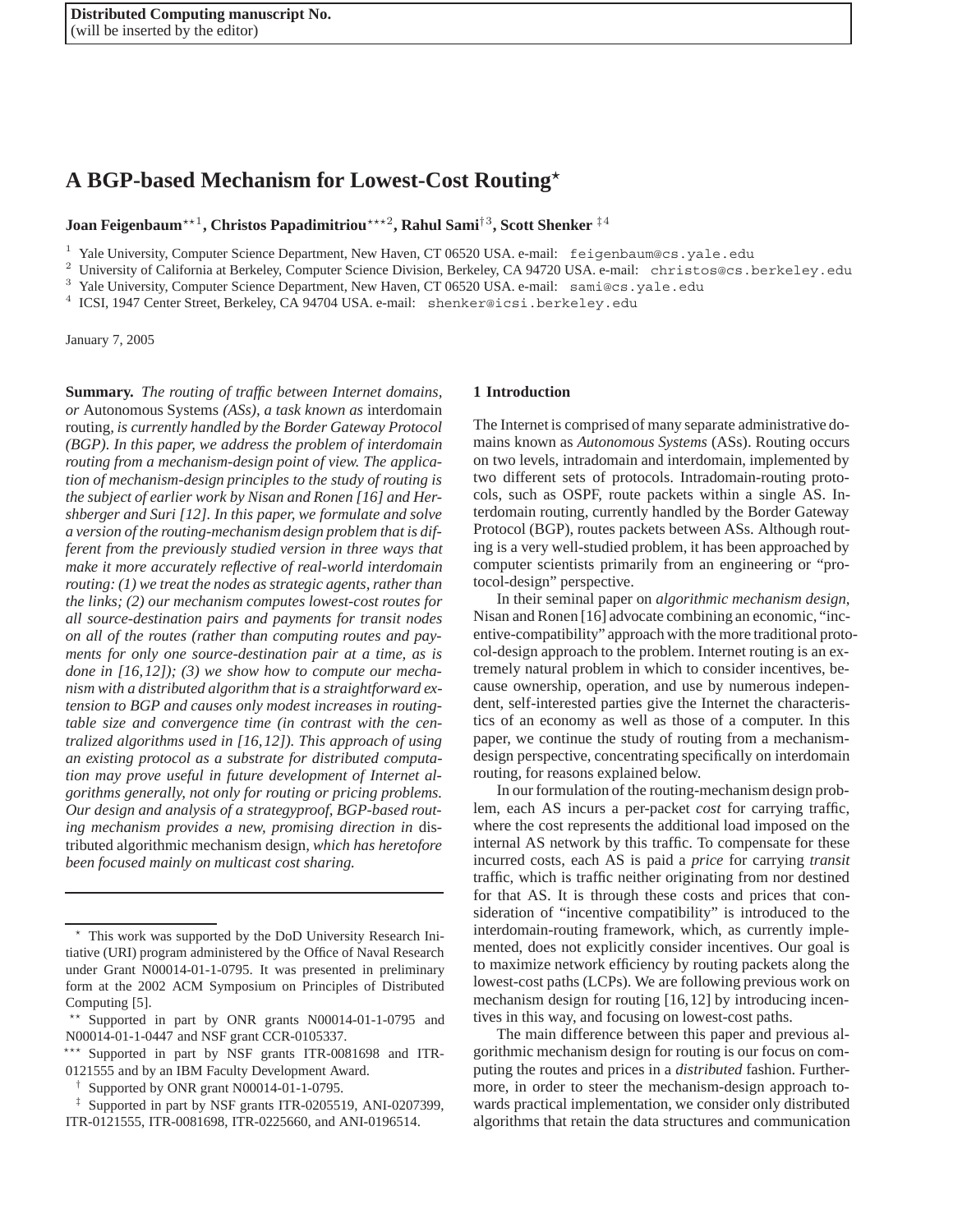Distributed Computing manuscript No.
(will be inserted by the editor)

# A BGP-based Mechanism for Lowest-Cost Routing*

**Joan Feigenbaum**[**1], **Christos Papadimitriou**[***2], **Rahul Sami**[†3], **Scott Shenker**[‡4]

[1] Yale University, Computer Science Department, New Haven, CT 06520 USA. e-mail: feigenbaum@cs.yale.edu

[2] University of California at Berkeley, Computer Science Division, Berkeley, CA 94720 USA. e-mail: christos@cs.berkeley.edu

[3] Yale University, Computer Science Department, New Haven, CT 06520 USA. e-mail: sami@cs.yale.edu

[4] ICSI, 1947 Center Street, Berkeley, CA 94704 USA. e-mail: shenker@icsi.berkeley.edu

January 7, 2005

**Summary.** *The routing of traffic between Internet domains, or* Autonomous Systems *(ASs), a task known as* interdomain routing*, is currently handled by the Border Gateway Protocol (BGP). In this paper, we address the problem of interdomain routing from a mechanism-design point of view. The application of mechanism-design principles to the study of routing is the subject of earlier work by Nisan and Ronen [16] and Hershberger and Suri [12]. In this paper, we formulate and solve a version of the routing-mechanism design problem that is different from the previously studied version in three ways that make it more accurately reflective of real-world interdomain routing: (1) we treat the nodes as strategic agents, rather than the links; (2) our mechanism computes lowest-cost routes for all source-destination pairs and payments for transit nodes on all of the routes (rather than computing routes and payments for only one source-destination pair at a time, as is done in [16,12]); (3) we show how to compute our mechanism with a distributed algorithm that is a straightforward extension to BGP and causes only modest increases in routing-table size and convergence time (in contrast with the centralized algorithms used in [16,12]). This approach of using an existing protocol as a substrate for distributed computation may prove useful in future development of Internet algorithms generally, not only for routing or pricing problems. Our design and analysis of a strategyproof, BGP-based routing mechanism provides a new, promising direction in* distributed algorithmic mechanism design*, which has heretofore been focused mainly on multicast cost sharing.*

---

* This work was supported by the DoD University Research Initiative (URI) program administered by the Office of Naval Research under Grant N00014-01-1-0795. It was presented in preliminary form at the 2002 ACM Symposium on Principles of Distributed Computing [5].

** Supported in part by ONR grants N00014-01-1-0795 and N00014-01-1-0447 and NSF grant CCR-0105337.

*** Supported in part by NSF grants ITR-0081698 and ITR-0121555 and by an IBM Faculty Development Award.

† Supported by ONR grant N00014-01-1-0795.

‡ Supported in part by NSF grants ITR-0205519, ANI-0207399, ITR-0121555, ITR-0081698, ITR-0225660, and ANI-0196514.

## 1 Introduction

The Internet is comprised of many separate administrative domains known as *Autonomous Systems* (ASs). Routing occurs on two levels, intradomain and interdomain, implemented by two different sets of protocols. Intradomain-routing protocols, such as OSPF, route packets within a single AS. Interdomain routing, currently handled by the Border Gateway Protocol (BGP), routes packets between ASs. Although routing is a very well-studied problem, it has been approached by computer scientists primarily from an engineering or "protocol-design" perspective.

In their seminal paper on *algorithmic mechanism design*, Nisan and Ronen [16] advocate combining an economic, "incentive-compatibility" approach with the more traditional protocol-design approach to the problem. Internet routing is an extremely natural problem in which to consider incentives, because ownership, operation, and use by numerous independent, self-interested parties give the Internet the characteristics of an economy as well as those of a computer. In this paper, we continue the study of routing from a mechanism-design perspective, concentrating specifically on interdomain routing, for reasons explained below.

In our formulation of the routing-mechanism design problem, each AS incurs a per-packet *cost* for carrying traffic, where the cost represents the additional load imposed on the internal AS network by this traffic. To compensate for these incurred costs, each AS is paid a *price* for carrying *transit* traffic, which is traffic neither originating from nor destined for that AS. It is through these costs and prices that consideration of "incentive compatibility" is introduced to the interdomain-routing framework, which, as currently implemented, does not explicitly consider incentives. Our goal is to maximize network efficiency by routing packets along the lowest-cost paths (LCPs). We are following previous work on mechanism design for routing [16,12] by introducing incentives in this way, and focusing on lowest-cost paths.

The main difference between this paper and previous algorithmic mechanism design for routing is our focus on computing the routes and prices in a *distributed* fashion. Furthermore, in order to steer the mechanism-design approach towards practical implementation, we consider only distributed algorithms that retain the data structures and communication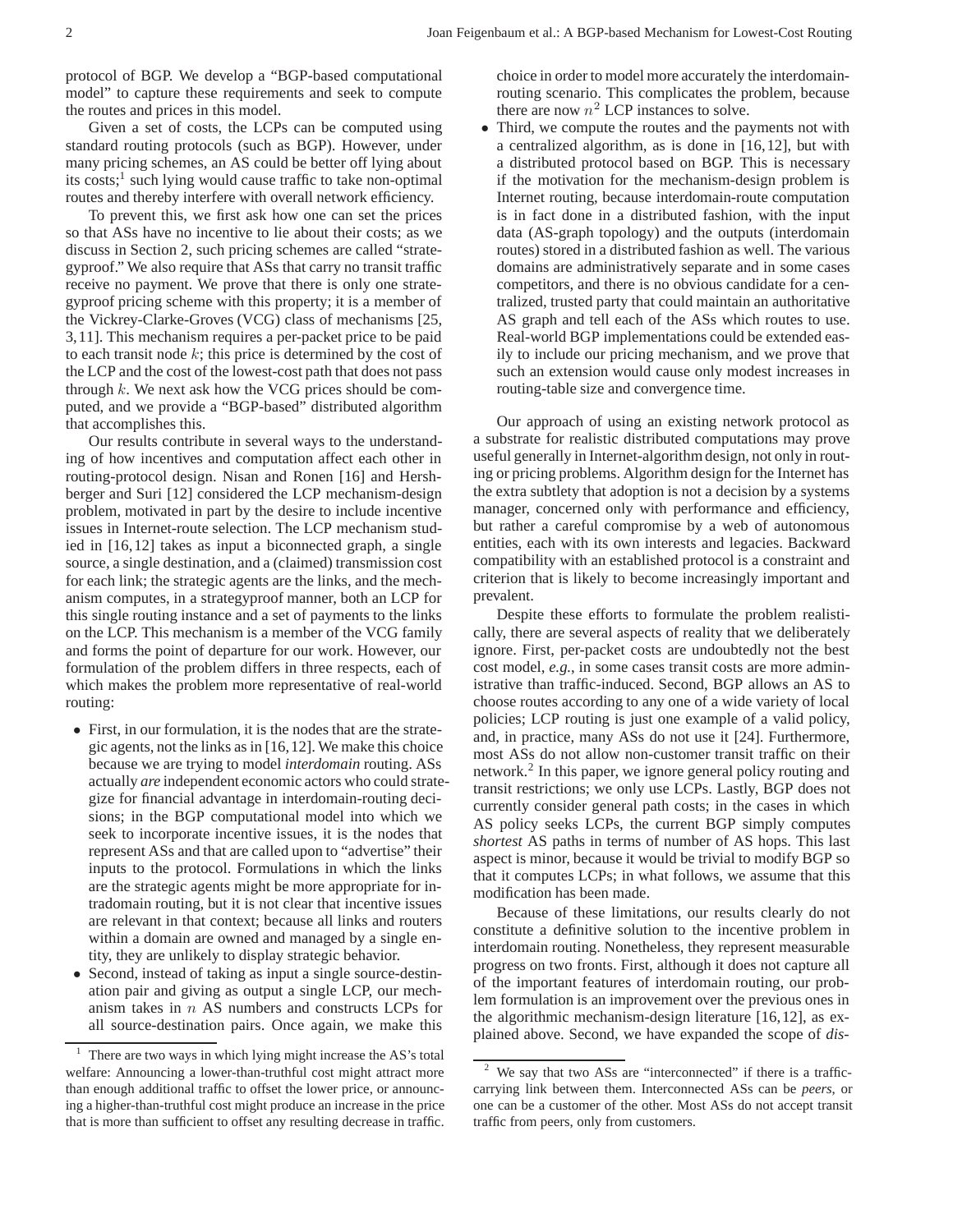protocol of BGP. We develop a "BGP-based computational model" to capture these requirements and seek to compute the routes and prices in this model.

Given a set of costs, the LCPs can be computed using standard routing protocols (such as BGP). However, under many pricing schemes, an AS could be better off lying about its costs;[1] such lying would cause traffic to take non-optimal routes and thereby interfere with overall network efficiency.

To prevent this, we first ask how one can set the prices so that ASs have no incentive to lie about their costs; as we discuss in Section 2, such pricing schemes are called "strategyproof." We also require that ASs that carry no transit traffic receive no payment. We prove that there is only one strategyproof pricing scheme with this property; it is a member of the Vickrey-Clarke-Groves (VCG) class of mechanisms [25, 3, 11]. This mechanism requires a per-packet price to be paid to each transit node $k$; this price is determined by the cost of the LCP and the cost of the lowest-cost path that does not pass through $k$. We next ask how the VCG prices should be computed, and we provide a "BGP-based" distributed algorithm that accomplishes this.

Our results contribute in several ways to the understanding of how incentives and computation affect each other in routing-protocol design. Nisan and Ronen [16] and Hershberger and Suri [12] considered the LCP mechanism-design problem, motivated in part by the desire to include incentive issues in Internet-route selection. The LCP mechanism studied in [16, 12] takes as input a biconnected graph, a single source, a single destination, and a (claimed) transmission cost for each link; the strategic agents are the links, and the mechanism computes, in a strategyproof manner, both an LCP for this single routing instance and a set of payments to the links on the LCP. This mechanism is a member of the VCG family and forms the point of departure for our work. However, our formulation of the problem differs in three respects, each of which makes the problem more representative of real-world routing:

- First, in our formulation, it is the nodes that are the strategic agents, not the links as in [16, 12]. We make this choice because we are trying to model *interdomain* routing. ASs actually *are* independent economic actors who could strategize for financial advantage in interdomain-routing decisions; in the BGP computational model into which we seek to incorporate incentive issues, it is the nodes that represent ASs and that are called upon to "advertise" their inputs to the protocol. Formulations in which the links are the strategic agents might be more appropriate for intradomain routing, but it is not clear that incentive issues are relevant in that context; because all links and routers within a domain are owned and managed by a single entity, they are unlikely to display strategic behavior.
- Second, instead of taking as input a single source-destination pair and giving as output a single LCP, our mechanism takes in $n$ AS numbers and constructs LCPs for all source-destination pairs. Once again, we make this choice in order to model more accurately the interdomain-routing scenario. This complicates the problem, because there are now $n^2$ LCP instances to solve.
- Third, we compute the routes and the payments not with a centralized algorithm, as is done in [16, 12], but with a distributed protocol based on BGP. This is necessary if the motivation for the mechanism-design problem is Internet routing, because interdomain-route computation is in fact done in a distributed fashion, with the input data (AS-graph topology) and the outputs (interdomain routes) stored in a distributed fashion as well. The various domains are administratively separate and in some cases competitors, and there is no obvious candidate for a centralized, trusted party that could maintain an authoritative AS graph and tell each of the ASs which routes to use. Real-world BGP implementations could be extended easily to include our pricing mechanism, and we prove that such an extension would cause only modest increases in routing-table size and convergence time.

Our approach of using an existing network protocol as a substrate for realistic distributed computations may prove useful generally in Internet-algorithm design, not only in routing or pricing problems. Algorithm design for the Internet has the extra subtlety that adoption is not a decision by a systems manager, concerned only with performance and efficiency, but rather a careful compromise by a web of autonomous entities, each with its own interests and legacies. Backward compatibility with an established protocol is a constraint and criterion that is likely to become increasingly important and prevalent.

Despite these efforts to formulate the problem realistically, there are several aspects of reality that we deliberately ignore. First, per-packet costs are undoubtedly not the best cost model, *e.g.*, in some cases transit costs are more administrative than traffic-induced. Second, BGP allows an AS to choose routes according to any one of a wide variety of local policies; LCP routing is just one example of a valid policy, and, in practice, many ASs do not use it [24]. Furthermore, most ASs do not allow non-customer transit traffic on their network.[2] In this paper, we ignore general policy routing and transit restrictions; we only use LCPs. Lastly, BGP does not currently consider general path costs; in the cases in which AS policy seeks LCPs, the current BGP simply computes *shortest* AS paths in terms of number of AS hops. This last aspect is minor, because it would be trivial to modify BGP so that it computes LCPs; in what follows, we assume that this modification has been made.

Because of these limitations, our results clearly do not constitute a definitive solution to the incentive problem in interdomain routing. Nonetheless, they represent measurable progress on two fronts. First, although it does not capture all of the important features of interdomain routing, our problem formulation is an improvement over the previous ones in the algorithmic mechanism-design literature [16, 12], as explained above. Second, we have expanded the scope of *dis-*

---

[1] There are two ways in which lying might increase the AS's total welfare: Announcing a lower-than-truthful cost might attract more than enough additional traffic to offset the lower price, or announcing a higher-than-truthful cost might produce an increase in the price that is more than sufficient to offset any resulting decrease in traffic.

[2] We say that two ASs are "interconnected" if there is a traffic-carrying link between them. Interconnected ASs can be *peers*, or one can be a customer of the other. Most ASs do not accept transit traffic from peers, only from customers.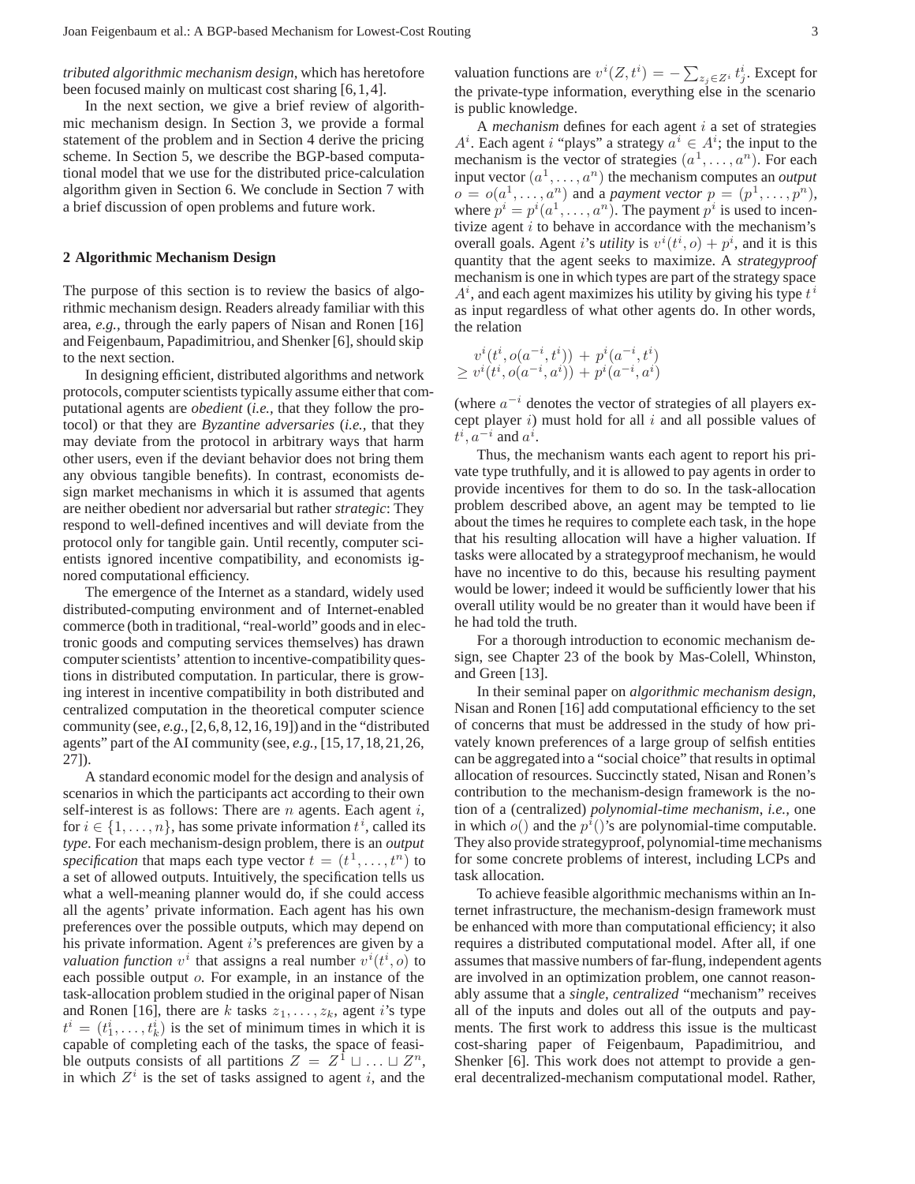*tributed algorithmic mechanism design*, which has heretofore been focused mainly on multicast cost sharing [6,1,4].

In the next section, we give a brief review of algorithmic mechanism design. In Section 3, we provide a formal statement of the problem and in Section 4 derive the pricing scheme. In Section 5, we describe the BGP-based computational model that we use for the distributed price-calculation algorithm given in Section 6. We conclude in Section 7 with a brief discussion of open problems and future work.

## 2 Algorithmic Mechanism Design

The purpose of this section is to review the basics of algorithmic mechanism design. Readers already familiar with this area, *e.g.,* through the early papers of Nisan and Ronen [16] and Feigenbaum, Papadimitriou, and Shenker [6], should skip to the next section.

In designing efficient, distributed algorithms and network protocols, computer scientists typically assume either that computational agents are *obedient* (*i.e.,* that they follow the protocol) or that they are *Byzantine adversaries* (*i.e.,* that they may deviate from the protocol in arbitrary ways that harm other users, even if the deviant behavior does not bring them any obvious tangible benefits). In contrast, economists design market mechanisms in which it is assumed that agents are neither obedient nor adversarial but rather *strategic*: They respond to well-defined incentives and will deviate from the protocol only for tangible gain. Until recently, computer scientists ignored incentive compatibility, and economists ignored computational efficiency.

The emergence of the Internet as a standard, widely used distributed-computing environment and of Internet-enabled commerce (both in traditional, "real-world" goods and in electronic goods and computing services themselves) has drawn computer scientists' attention to incentive-compatibility questions in distributed computation. In particular, there is growing interest in incentive compatibility in both distributed and centralized computation in the theoretical computer science community (see, *e.g.,* [2,6,8,12,16,19]) and in the "distributed agents" part of the AI community (see, *e.g.,* [15,17,18,21,26, 27]).

A standard economic model for the design and analysis of scenarios in which the participants act according to their own self-interest is as follows: There are $n$ agents. Each agent $i$, for $i \in \{1, \ldots, n\}$, has some private information $t^i$, called its *type*. For each mechanism-design problem, there is an *output specification* that maps each type vector $t = (t^1, \ldots, t^n)$ to a set of allowed outputs. Intuitively, the specification tells us what a well-meaning planner would do, if she could access all the agents' private information. Each agent has his own preferences over the possible outputs, which may depend on his private information. Agent $i$'s preferences are given by a *valuation function* $v^i$ that assigns a real number $v^i(t^i, o)$ to each possible output $o$. For example, in an instance of the task-allocation problem studied in the original paper of Nisan and Ronen [16], there are $k$ tasks $z_1, \ldots, z_k$, agent $i$'s type $t^i = (t^i_1, \ldots, t^i_k)$ is the set of minimum times in which it is capable of completing each of the tasks, the space of feasible outputs consists of all partitions $Z = Z^1 \sqcup \ldots \sqcup Z^n$, in which $Z^i$ is the set of tasks assigned to agent $i$, and the valuation functions are $v^i(Z, t^i) = -\sum_{z_j \in Z^i} t^i_j$. Except for the private-type information, everything else in the scenario is public knowledge.

A *mechanism* defines for each agent $i$ a set of strategies $A^i$. Each agent $i$ "plays" a strategy $a^i \in A^i$; the input to the mechanism is the vector of strategies $(a^1, \ldots, a^n)$. For each input vector $(a^1, \ldots, a^n)$ the mechanism computes an *output* $o = o(a^1, \ldots, a^n)$ and a *payment vector* $p = (p^1, \ldots, p^n)$, where $p^i = p^i(a^1, \ldots, a^n)$. The payment $p^i$ is used to incentivize agent $i$ to behave in accordance with the mechanism's overall goals. Agent $i$'s *utility* is $v^i(t^i, o) + p^i$, and it is this quantity that the agent seeks to maximize. A *strategyproof* mechanism is one in which types are part of the strategy space $A^i$, and each agent maximizes his utility by giving his type $t^i$ as input regardless of what other agents do. In other words, the relation

$$
\begin{aligned}
&v^i(t^i, o(a^{-i}, t^i)) \; + \; p^i(a^{-i}, t^i) \\
\geq \; &v^i(t^i, o(a^{-i}, a^i)) \; + \; p^i(a^{-i}, a^i)
\end{aligned}
$$

(where $a^{-i}$ denotes the vector of strategies of all players except player $i$) must hold for all $i$ and all possible values of $t^i, a^{-i}$ and $a^i$.

Thus, the mechanism wants each agent to report his private type truthfully, and it is allowed to pay agents in order to provide incentives for them to do so. In the task-allocation problem described above, an agent may be tempted to lie about the times he requires to complete each task, in the hope that his resulting allocation will have a higher valuation. If tasks were allocated by a strategyproof mechanism, he would have no incentive to do this, because his resulting payment would be lower; indeed it would be sufficiently lower that his overall utility would be no greater than it would have been if he had told the truth.

For a thorough introduction to economic mechanism design, see Chapter 23 of the book by Mas-Colell, Whinston, and Green [13].

In their seminal paper on *algorithmic mechanism design*, Nisan and Ronen [16] add computational efficiency to the set of concerns that must be addressed in the study of how privately known preferences of a large group of selfish entities can be aggregated into a "social choice" that results in optimal allocation of resources. Succinctly stated, Nisan and Ronen's contribution to the mechanism-design framework is the notion of a (centralized) *polynomial-time mechanism*, *i.e.,* one in which $o()$ and the $p^i()$'s are polynomial-time computable. They also provide strategyproof, polynomial-time mechanisms for some concrete problems of interest, including LCPs and task allocation.

To achieve feasible algorithmic mechanisms within an Internet infrastructure, the mechanism-design framework must be enhanced with more than computational efficiency; it also requires a distributed computational model. After all, if one assumes that massive numbers of far-flung, independent agents are involved in an optimization problem, one cannot reasonably assume that a *single, centralized* "mechanism" receives all of the inputs and doles out all of the outputs and payments. The first work to address this issue is the multicast cost-sharing paper of Feigenbaum, Papadimitriou, and Shenker [6]. This work does not attempt to provide a general decentralized-mechanism computational model. Rather,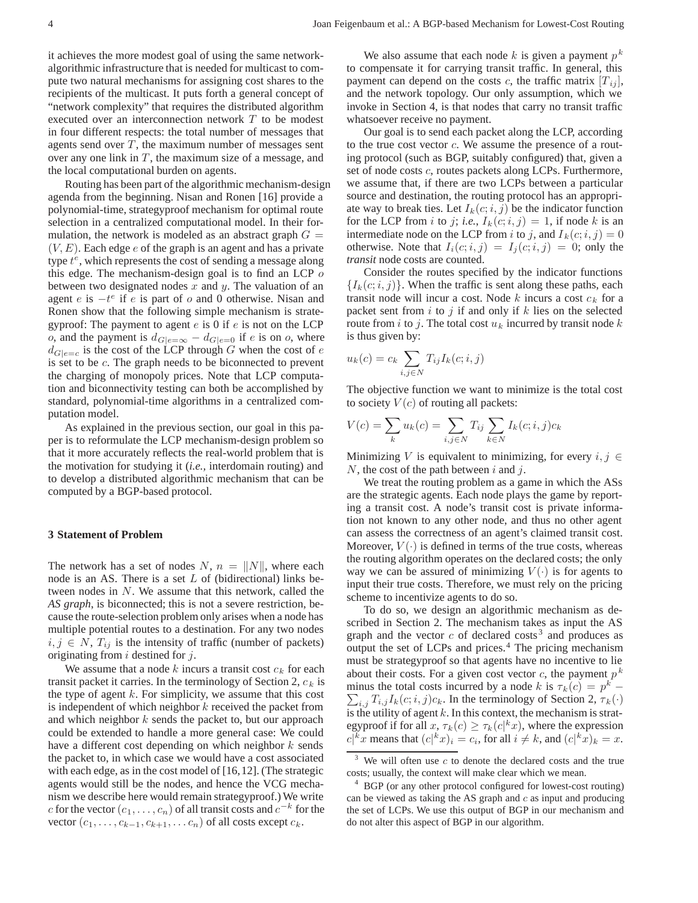it achieves the more modest goal of using the same network-algorithmic infrastructure that is needed for multicast to compute two natural mechanisms for assigning cost shares to the recipients of the multicast. It puts forth a general concept of "network complexity" that requires the distributed algorithm executed over an interconnection network $T$ to be modest in four different respects: the total number of messages that agents send over $T$, the maximum number of messages sent over any one link in $T$, the maximum size of a message, and the local computational burden on agents.

Routing has been part of the algorithmic mechanism-design agenda from the beginning. Nisan and Ronen [16] provide a polynomial-time, strategyproof mechanism for optimal route selection in a centralized computational model. In their formulation, the network is modeled as an abstract graph $G = (V, E)$. Each edge $e$ of the graph is an agent and has a private type $t^e$, which represents the cost of sending a message along this edge. The mechanism-design goal is to find an LCP $o$ between two designated nodes $x$ and $y$. The valuation of an agent $e$ is $-t^e$ if $e$ is part of $o$ and 0 otherwise. Nisan and Ronen show that the following simple mechanism is strategyproof: The payment to agent $e$ is 0 if $e$ is not on the LCP $o$, and the payment is $d_{G|e=\infty} - d_{G|e=0}$ if $e$ is on $o$, where $d_{G|e=c}$ is the cost of the LCP through $G$ when the cost of $e$ is set to be $c$. The graph needs to be biconnected to prevent the charging of monopoly prices. Note that LCP computation and biconnectivity testing can both be accomplished by standard, polynomial-time algorithms in a centralized computation model.

As explained in the previous section, our goal in this paper is to reformulate the LCP mechanism-design problem so that it more accurately reflects the real-world problem that is the motivation for studying it (*i.e.,* interdomain routing) and to develop a distributed algorithmic mechanism that can be computed by a BGP-based protocol.

## 3 Statement of Problem

The network has a set of nodes $N$, $n = \|N\|$, where each node is an AS. There is a set $L$ of (bidirectional) links between nodes in $N$. We assume that this network, called the *AS graph*, is biconnected; this is not a severe restriction, because the route-selection problem only arises when a node has multiple potential routes to a destination. For any two nodes $i, j \in N$, $T_{ij}$ is the intensity of traffic (number of packets) originating from $i$ destined for $j$.

We assume that a node $k$ incurs a transit cost $c_k$ for each transit packet it carries. In the terminology of Section 2, $c_k$ is the type of agent $k$. For simplicity, we assume that this cost is independent of which neighbor $k$ received the packet from and which neighbor $k$ sends the packet to, but our approach could be extended to handle a more general case: We could have a different cost depending on which neighbor $k$ sends the packet to, in which case we would have a cost associated with each edge, as in the cost model of [16,12]. (The strategic agents would still be the nodes, and hence the VCG mechanism we describe here would remain strategyproof.) We write $c$ for the vector $(c_1, \ldots, c_n)$ of all transit costs and $c^{-k}$ for the vector $(c_1, \ldots, c_{k-1}, c_{k+1}, \ldots c_n)$ of all costs except $c_k$.

We also assume that each node $k$ is given a payment $p^k$ to compensate it for carrying transit traffic. In general, this payment can depend on the costs $c$, the traffic matrix $[T_{ij}]$, and the network topology. Our only assumption, which we invoke in Section 4, is that nodes that carry no transit traffic whatsoever receive no payment.

Our goal is to send each packet along the LCP, according to the true cost vector $c$. We assume the presence of a routing protocol (such as BGP, suitably configured) that, given a set of node costs $c$, routes packets along LCPs. Furthermore, we assume that, if there are two LCPs between a particular source and destination, the routing protocol has an appropriate way to break ties. Let $I_k(c; i, j)$ be the indicator function for the LCP from $i$ to $j$; *i.e.,* $I_k(c; i, j) = 1$, if node $k$ is an intermediate node on the LCP from $i$ to $j$, and $I_k(c; i, j) = 0$ otherwise. Note that $I_i(c; i, j) = I_j(c; i, j) = 0$; only the *transit* node costs are counted.

Consider the routes specified by the indicator functions $\{I_k(c; i, j)\}$. When the traffic is sent along these paths, each transit node will incur a cost. Node $k$ incurs a cost $c_k$ for a packet sent from $i$ to $j$ if and only if $k$ lies on the selected route from $i$ to $j$. The total cost $u_k$ incurred by transit node $k$ is thus given by:

$$u_k(c) = c_k \sum_{i,j \in N} T_{ij} I_k(c; i, j)$$

The objective function we want to minimize is the total cost to society $V(c)$ of routing all packets:

$$V(c) = \sum_k u_k(c) = \sum_{i,j \in N} T_{ij} \sum_{k \in N} I_k(c; i, j) c_k$$

Minimizing $V$ is equivalent to minimizing, for every $i, j \in N$, the cost of the path between $i$ and $j$.

We treat the routing problem as a game in which the ASs are the strategic agents. Each node plays the game by reporting a transit cost. A node's transit cost is private information not known to any other node, and thus no other agent can assess the correctness of an agent's claimed transit cost. Moreover, $V(\cdot)$ is defined in terms of the true costs, whereas the routing algorithm operates on the declared costs; the only way we can be assured of minimizing $V(\cdot)$ is for agents to input their true costs. Therefore, we must rely on the pricing scheme to incentivize agents to do so.

To do so, we design an algorithmic mechanism as described in Section 2. The mechanism takes as input the AS graph and the vector $c$ of declared costs[3] and produces as output the set of LCPs and prices.[4] The pricing mechanism must be strategyproof so that agents have no incentive to lie about their costs. For a given cost vector $c$, the payment $p^k$ minus the total costs incurred by a node $k$ is $\tau_k(c) = p^k - \sum_{i,j} T_{i,j} I_k(c; i, j) c_k$. In the terminology of Section 2, $\tau_k(\cdot)$ is the utility of agent $k$. In this context, the mechanism is strategyproof if for all $x$, $\tau_k(c) \geq \tau_k(c|^k x)$, where the expression $c|^k x$ means that $(c|^k x)_i = c_i$, for all $i \neq k$, and $(c|^k x)_k = x$.

[3] We will often use $c$ to denote the declared costs and the true costs; usually, the context will make clear which we mean.

[4] BGP (or any other protocol configured for lowest-cost routing) can be viewed as taking the AS graph and $c$ as input and producing the set of LCPs. We use this output of BGP in our mechanism and do not alter this aspect of BGP in our algorithm.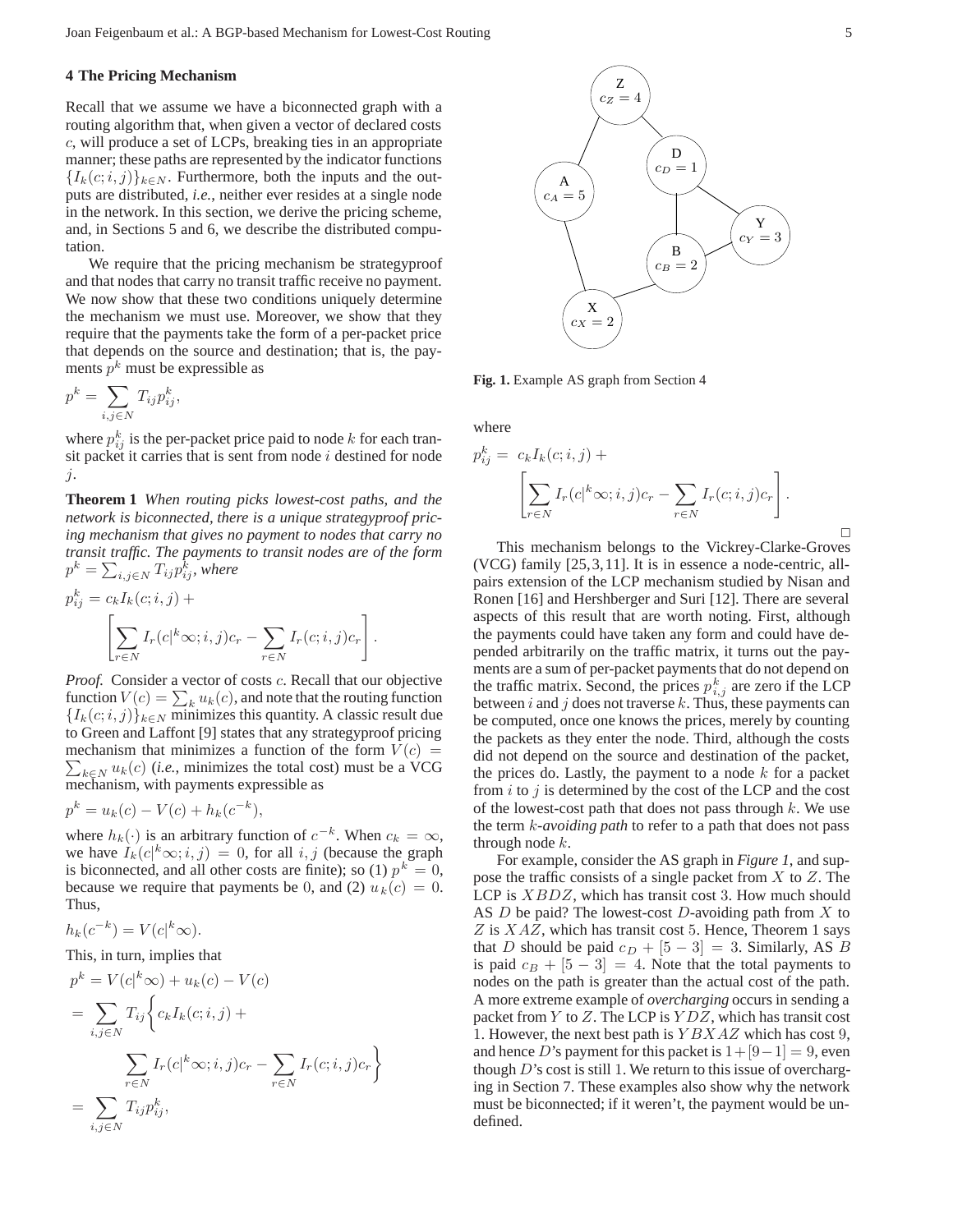## 4 The Pricing Mechanism

Recall that we assume we have a biconnected graph with a routing algorithm that, when given a vector of declared costs $c$, will produce a set of LCPs, breaking ties in an appropriate manner; these paths are represented by the indicator functions $\{I_k(c; i, j)\}_{k \in N}$. Furthermore, both the inputs and the outputs are distributed, *i.e.*, neither ever resides at a single node in the network. In this section, we derive the pricing scheme, and, in Sections 5 and 6, we describe the distributed computation.

We require that the pricing mechanism be strategyproof and that nodes that carry no transit traffic receive no payment. We now show that these two conditions uniquely determine the mechanism we must use. Moreover, we show that they require that the payments take the form of a per-packet price that depends on the source and destination; that is, the payments $p^k$ must be expressible as

$$p^k = \sum_{i,j \in N} T_{ij} p^k_{ij},$$

where $p^k_{ij}$ is the per-packet price paid to node $k$ for each transit packet it carries that is sent from node $i$ destined for node $j$.

**Theorem 1** *When routing picks lowest-cost paths, and the network is biconnected, there is a unique strategyproof pricing mechanism that gives no payment to nodes that carry no transit traffic. The payments to transit nodes are of the form* $p^k = \sum_{i,j \in N} T_{ij} p^k_{ij}$, *where*

$$p^k_{ij} = c_k I_k(c; i, j) + \left[ \sum_{r \in N} I_r(c|^k\infty; i, j) c_r - \sum_{r \in N} I_r(c; i, j) c_r \right].$$

*Proof.* Consider a vector of costs $c$. Recall that our objective function $V(c) = \sum_k u_k(c)$, and note that the routing function $\{I_k(c; i, j)\}_{k \in N}$ minimizes this quantity. A classic result due to Green and Laffont [9] states that any strategyproof pricing mechanism that minimizes a function of the form $V(c) = \sum_{k \in N} u_k(c)$ (*i.e.*, minimizes the total cost) must be a VCG mechanism, with payments expressible as

$$p^k = u_k(c) - V(c) + h_k(c^{-k}),$$

where $h_k(\cdot)$ is an arbitrary function of $c^{-k}$. When $c_k = \infty$, we have $I_k(c|^k\infty; i, j) = 0$, for all $i, j$ (because the graph is biconnected, and all other costs are finite); so (1) $p^k = 0$, because we require that payments be 0, and (2) $u_k(c) = 0$. Thus,

$$h_k(c^{-k}) = V(c|^k\infty).$$

This, in turn, implies that

$$\begin{aligned} p^k &= V(c|^k\infty) + u_k(c) - V(c) \\ &= \sum_{i,j \in N} T_{ij} \Bigg\{ c_k I_k(c; i, j) + \\ &\qquad \sum_{r \in N} I_r(c|^k\infty; i, j) c_r - \sum_{r \in N} I_r(c; i, j) c_r \Bigg\} \\ &= \sum_{i,j \in N} T_{ij} p^k_{ij}, \end{aligned}$$

Fig. 1. Example AS graph from Section 4

where

$$p^k_{ij} = c_k I_k(c; i, j) + \left[ \sum_{r \in N} I_r(c|^k\infty; i, j) c_r - \sum_{r \in N} I_r(c; i, j) c_r \right].$$

□

This mechanism belongs to the Vickrey-Clarke-Groves (VCG) family [25,3,11]. It is in essence a node-centric, all-pairs extension of the LCP mechanism studied by Nisan and Ronen [16] and Hershberger and Suri [12]. There are several aspects of this result that are worth noting. First, although the payments could have taken any form and could have depended arbitrarily on the traffic matrix, it turns out the payments are a sum of per-packet payments that do not depend on the traffic matrix. Second, the prices $p^k_{i,j}$ are zero if the LCP between $i$ and $j$ does not traverse $k$. Thus, these payments can be computed, once one knows the prices, merely by counting the packets as they enter the node. Third, although the costs did not depend on the source and destination of the packet, the prices do. Lastly, the payment to a node $k$ for a packet from $i$ to $j$ is determined by the cost of the LCP and the cost of the lowest-cost path that does not pass through $k$. We use the term *$k$-avoiding path* to refer to a path that does not pass through node $k$.

For example, consider the AS graph in *Figure 1*, and suppose the traffic consists of a single packet from $X$ to $Z$. The LCP is $XBDZ$, which has transit cost 3. How much should AS $D$ be paid? The lowest-cost $D$-avoiding path from $X$ to $Z$ is $XAZ$, which has transit cost 5. Hence, Theorem 1 says that $D$ should be paid $c_D + [5 - 3] = 3$. Similarly, AS $B$ is paid $c_B + [5 - 3] = 4$. Note that the total payments to nodes on the path is greater than the actual cost of the path. A more extreme example of *overcharging* occurs in sending a packet from $Y$ to $Z$. The LCP is $YDZ$, which has transit cost 1. However, the next best path is $YBXAZ$ which has cost 9, and hence $D$'s payment for this packet is $1 + [9 - 1] = 9$, even though $D$'s cost is still 1. We return to this issue of overcharging in Section 7. These examples also show why the network must be biconnected; if it weren't, the payment would be undefined.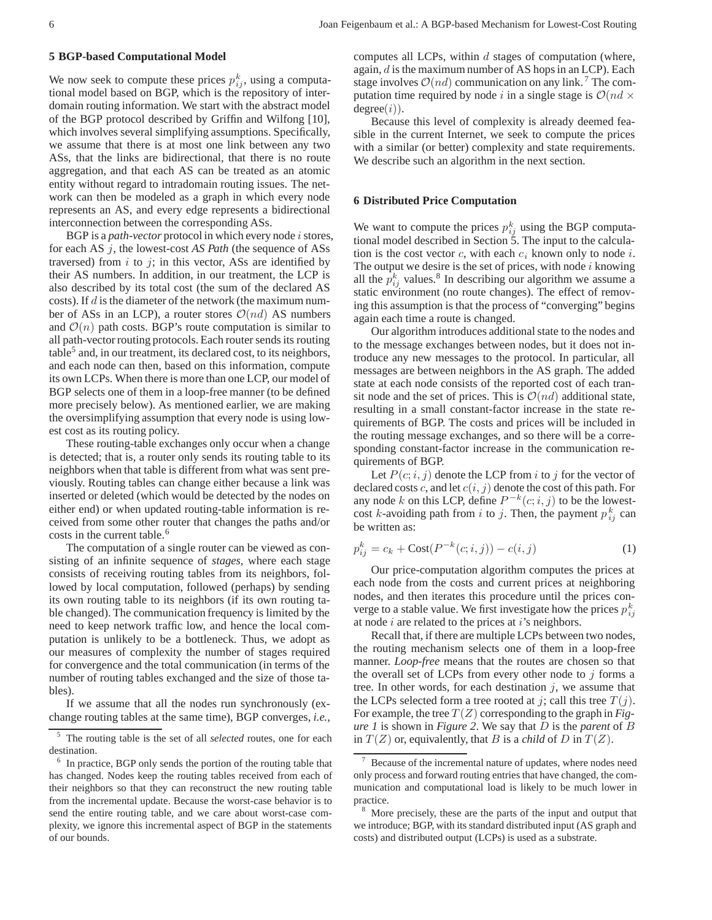## 5 BGP-based Computational Model

We now seek to compute these prices $p^k_{ij}$, using a computational model based on BGP, which is the repository of interdomain routing information. We start with the abstract model of the BGP protocol described by Griffin and Wilfong [10], which involves several simplifying assumptions. Specifically, we assume that there is at most one link between any two ASs, that the links are bidirectional, that there is no route aggregation, and that each AS can be treated as an atomic entity without regard to intradomain routing issues. The network can then be modeled as a graph in which every node represents an AS, and every edge represents a bidirectional interconnection between the corresponding ASs.

BGP is a *path-vector* protocol in which every node $i$ stores, for each AS $j$, the lowest-cost *AS Path* (the sequence of ASs traversed) from $i$ to $j$; in this vector, ASs are identified by their AS numbers. In addition, in our treatment, the LCP is also described by its total cost (the sum of the declared AS costs). If $d$ is the diameter of the network (the maximum number of ASs in an LCP), a router stores $\mathcal{O}(nd)$ AS numbers and $\mathcal{O}(n)$ path costs. BGP's route computation is similar to all path-vector routing protocols. Each router sends its routing table[5] and, in our treatment, its declared cost, to its neighbors, and each node can then, based on this information, compute its own LCPs. When there is more than one LCP, our model of BGP selects one of them in a loop-free manner (to be defined more precisely below). As mentioned earlier, we are making the oversimplifying assumption that every node is using lowest cost as its routing policy.

These routing-table exchanges only occur when a change is detected; that is, a router only sends its routing table to its neighbors when that table is different from what was sent previously. Routing tables can change either because a link was inserted or deleted (which would be detected by the nodes on either end) or when updated routing-table information is received from some other router that changes the paths and/or costs in the current table.[6]

The computation of a single router can be viewed as consisting of an infinite sequence of *stages*, where each stage consists of receiving routing tables from its neighbors, followed by local computation, followed (perhaps) by sending its own routing table to its neighbors (if its own routing table changed). The communication frequency is limited by the need to keep network traffic low, and hence the local computation is unlikely to be a bottleneck. Thus, we adopt as our measures of complexity the number of stages required for convergence and the total communication (in terms of the number of routing tables exchanged and the size of those tables).

If we assume that all the nodes run synchronously (exchange routing tables at the same time), BGP converges, *i.e.*, computes all LCPs, within $d$ stages of computation (where, again, $d$ is the maximum number of AS hops in an LCP). Each stage involves $\mathcal{O}(nd)$ communication on any link.[7] The computation time required by node $i$ in a single stage is $\mathcal{O}(nd \times \text{degree}(i))$.

Because this level of complexity is already deemed feasible in the current Internet, we seek to compute the prices with a similar (or better) complexity and state requirements. We describe such an algorithm in the next section.

[5] The routing table is the set of all *selected* routes, one for each destination.

[6] In practice, BGP only sends the portion of the routing table that has changed. Nodes keep the routing tables received from each of their neighbors so that they can reconstruct the new routing table from the incremental update. Because the worst-case behavior is to send the entire routing table, and we care about worst-case complexity, we ignore this incremental aspect of BGP in the statements of our bounds.

[7] Because of the incremental nature of updates, where nodes need only process and forward routing entries that have changed, the communication and computational load is likely to be much lower in practice.

## 6 Distributed Price Computation

We want to compute the prices $p^k_{ij}$ using the BGP computational model described in Section 5. The input to the calculation is the cost vector $c$, with each $c_i$ known only to node $i$. The output we desire is the set of prices, with node $i$ knowing all the $p^k_{ij}$ values.[8] In describing our algorithm we assume a static environment (no route changes). The effect of removing this assumption is that the process of "converging" begins again each time a route is changed.

Our algorithm introduces additional state to the nodes and to the message exchanges between nodes, but it does not introduce any new messages to the protocol. In particular, all messages are between neighbors in the AS graph. The added state at each node consists of the reported cost of each transit node and the set of prices. This is $\mathcal{O}(nd)$ additional state, resulting in a small constant-factor increase in the state requirements of BGP. The costs and prices will be included in the routing message exchanges, and so there will be a corresponding constant-factor increase in the communication requirements of BGP.

Let $P(c; i, j)$ denote the LCP from $i$ to $j$ for the vector of declared costs $c$, and let $c(i, j)$ denote the cost of this path. For any node $k$ on this LCP, define $P^{-k}(c; i, j)$ to be the lowest-cost $k$-avoiding path from $i$ to $j$. Then, the payment $p^k_{ij}$ can be written as:

$$p^k_{ij} = c_k + \text{Cost}(P^{-k}(c; i, j)) - c(i, j) \tag{1}$$

Our price-computation algorithm computes the prices at each node from the costs and current prices at neighboring nodes, and then iterates this procedure until the prices converge to a stable value. We first investigate how the prices $p^k_{ij}$ at node $i$ are related to the prices at $i$'s neighbors.

Recall that, if there are multiple LCPs between two nodes, the routing mechanism selects one of them in a loop-free manner. *Loop-free* means that the routes are chosen so that the overall set of LCPs from every other node to $j$ forms a tree. In other words, for each destination $j$, we assume that the LCPs selected form a tree rooted at $j$; call this tree $T(j)$. For example, the tree $T(Z)$ corresponding to the graph in *Figure 1* is shown in *Figure 2*. We say that $D$ is the *parent* of $B$ in $T(Z)$ or, equivalently, that $B$ is a *child* of $D$ in $T(Z)$.

[8] More precisely, these are the parts of the input and output that we introduce; BGP, with its standard distributed input (AS graph and costs) and distributed output (LCPs) is used as a substrate.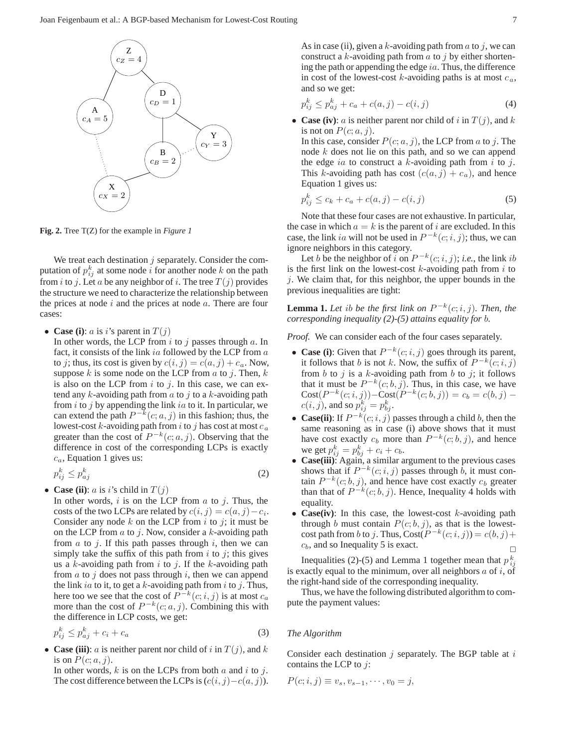Z
$c_Z = 4$
D
$c_D = 1$
A
$c_A = 5$
Y
$c_Y = 3$
B
$c_B = 2$
X
$c_X = 2$

**Fig. 2.** Tree T(Z) for the example in *Figure 1*

We treat each destination $j$ separately. Consider the computation of $p^k_{ij}$ at some node $i$ for another node $k$ on the path from $i$ to $j$. Let $a$ be any neighbor of $i$. The tree $T(j)$ provides the structure we need to characterize the relationship between the prices at node $i$ and the prices at node $a$. There are four cases:

- **Case (i)**: $a$ is $i$'s parent in $T(j)$
  In other words, the LCP from $i$ to $j$ passes through $a$. In fact, it consists of the link $ia$ followed by the LCP from $a$ to $j$; thus, its cost is given by $c(i,j) = c(a,j) + c_a$. Now, suppose $k$ is some node on the LCP from $a$ to $j$. Then, $k$ is also on the LCP from $i$ to $j$. In this case, we can extend any $k$-avoiding path from $a$ to $j$ to a $k$-avoiding path from $i$ to $j$ by appending the link $ia$ to it. In particular, we can extend the path $P^{-k}(c;a,j)$ in this fashion; thus, the lowest-cost $k$-avoiding path from $i$ to $j$ has cost at most $c_a$ greater than the cost of $P^{-k}(c;a,j)$. Observing that the difference in cost of the corresponding LCPs is exactly $c_a$, Equation 1 gives us:

$$p^k_{ij} \le p^k_{aj} \tag{2}$$

- **Case (ii)**: $a$ is $i$'s child in $T(j)$
  In other words, $i$ is on the LCP from $a$ to $j$. Thus, the costs of the two LCPs are related by $c(i,j) = c(a,j) - c_i$. Consider any node $k$ on the LCP from $i$ to $j$; it must be on the LCP from $a$ to $j$. Now, consider a $k$-avoiding path from $a$ to $j$. If this path passes through $i$, then we can simply take the suffix of this path from $i$ to $j$; this gives us a $k$-avoiding path from $i$ to $j$. If the $k$-avoiding path from $a$ to $j$ does not pass through $i$, then we can append the link $ia$ to it, to get a $k$-avoiding path from $i$ to $j$. Thus, here too we see that the cost of $P^{-k}(c;i,j)$ is at most $c_a$ more than the cost of $P^{-k}(c;a,j)$. Combining this with the difference in LCP costs, we get:

$$p^k_{ij} \le p^k_{aj} + c_i + c_a \tag{3}$$

- **Case (iii)**: $a$ is neither parent nor child of $i$ in $T(j)$, and $k$ is on $P(c;a,j)$.
  In other words, $k$ is on the LCPs from both $a$ and $i$ to $j$. The cost difference between the LCPs is $(c(i,j) - c(a,j))$. As in case (ii), given a $k$-avoiding path from $a$ to $j$, we can construct a $k$-avoiding path from $a$ to $j$ by either shortening the path or appending the edge $ia$. Thus, the difference in cost of the lowest-cost $k$-avoiding paths is at most $c_a$, and so we get:

$$p^k_{ij} \le p^k_{aj} + c_a + c(a,j) - c(i,j) \tag{4}$$

- **Case (iv)**: $a$ is neither parent nor child of $i$ in $T(j)$, and $k$ is not on $P(c;a,j)$.
  In this case, consider $P(c;a,j)$, the LCP from $a$ to $j$. The node $k$ does not lie on this path, and so we can append the edge $ia$ to construct a $k$-avoiding path from $i$ to $j$. This $k$-avoiding path has cost $(c(a,j) + c_a)$, and hence Equation 1 gives us:

$$p^k_{ij} \le c_k + c_a + c(a,j) - c(i,j) \tag{5}$$

Note that these four cases are not exhaustive. In particular, the case in which $a = k$ is the parent of $i$ are excluded. In this case, the link $ia$ will not be used in $P^{-k}(c;i,j)$; thus, we can ignore neighbors in this category.

Let $b$ be the neighbor of $i$ on $P^{-k}(c;i,j)$; *i.e.*, the link $ib$ is the first link on the lowest-cost $k$-avoiding path from $i$ to $j$. We claim that, for this neighbor, the upper bounds in the previous inequalities are tight:

**Lemma 1.** *Let $ib$ be the first link on $P^{-k}(c;i,j)$. Then, the corresponding inequality (2)-(5) attains equality for $b$.*

*Proof.* We can consider each of the four cases separately.

- **Case (i)**: Given that $P^{-k}(c;i,j)$ goes through its parent, it follows that $b$ is not $k$. Now, the suffix of $P^{-k}(c;i,j)$ from $b$ to $j$ is a $k$-avoiding path from $b$ to $j$; it follows that it must be $P^{-k}(c;b,j)$. Thus, in this case, we have $\text{Cost}(P^{-k}(c;i,j)) - \text{Cost}(P^{-k}(c;b,j)) = c_b = c(b,j) - c(i,j)$, and so $p^k_{ij} = p^k_{bj}$.
- **Case(ii)**: If $P^{-k}(c;i,j)$ passes through a child $b$, then the same reasoning as in case (i) above shows that it must have cost exactly $c_b$ more than $P^{-k}(c;b,j)$, and hence we get $p^k_{ij} = p^k_{bj} + c_i + c_b$.
- **Case(iii)**: Again, a similar argument to the previous cases shows that if $P^{-k}(c;i,j)$ passes through $b$, it must contain $P^{-k}(c;b,j)$, and hence have cost exactly $c_b$ greater than that of $P^{-k}(c;b,j)$. Hence, Inequality 4 holds with equality.
- **Case(iv)**: In this case, the lowest-cost $k$-avoiding path through $b$ must contain $P(c;b,j)$, as that is the lowest-cost path from $b$ to $j$. Thus, $\text{Cost}(P^{-k}(c;i,j)) = c(b,j) + c_b$, and so Inequality 5 is exact.

□

Inequalities (2)-(5) and Lemma 1 together mean that $p^k_{ij}$ is exactly equal to the minimum, over all neighbors $a$ of $i$, of the right-hand side of the corresponding inequality.

Thus, we have the following distributed algorithm to compute the payment values:

### The Algorithm

Consider each destination $j$ separately. The BGP table at $i$ contains the LCP to $j$:

$$P(c;i,j) \equiv v_s, v_{s-1}, \cdots, v_0 = j,$$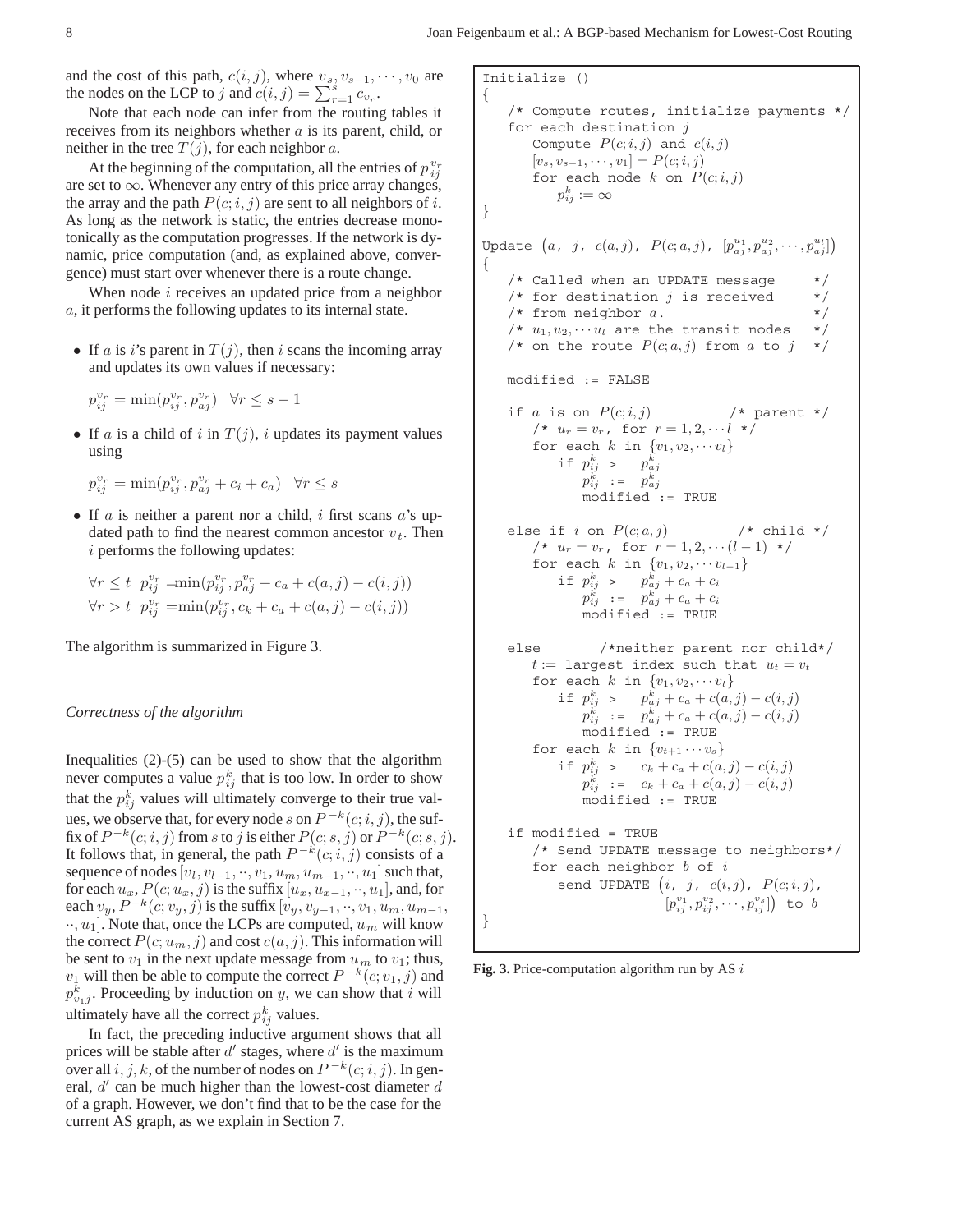and the cost of this path, $c(i,j)$, where $v_s, v_{s-1}, \cdots, v_0$ are the nodes on the LCP to $j$ and $c(i,j) = \sum_{r=1}^{s} c_{v_r}$.

Note that each node can infer from the routing tables it receives from its neighbors whether $a$ is its parent, child, or neither in the tree $T(j)$, for each neighbor $a$.

At the beginning of the computation, all the entries of $p_{ij}^{v_r}$ are set to $\infty$. Whenever any entry of this price array changes, the array and the path $P(c;i,j)$ are sent to all neighbors of $i$. As long as the network is static, the entries decrease monotonically as the computation progresses. If the network is dynamic, price computation (and, as explained above, convergence) must start over whenever there is a route change.

When node $i$ receives an updated price from a neighbor $a$, it performs the following updates to its internal state.

- If $a$ is $i$'s parent in $T(j)$, then $i$ scans the incoming array and updates its own values if necessary:

  $p_{ij}^{v_r} = \min(p_{ij}^{v_r}, p_{aj}^{v_r}) \quad \forall r \leq s-1$

- If $a$ is a child of $i$ in $T(j)$, $i$ updates its payment values using

  $p_{ij}^{v_r} = \min(p_{ij}^{v_r}, p_{aj}^{v_r} + c_i + c_a) \quad \forall r \leq s$

- If $a$ is neither a parent nor a child, $i$ first scans $a$'s updated path to find the nearest common ancestor $v_t$. Then $i$ performs the following updates:

  $\forall r \leq t \;\; p_{ij}^{v_r} = \min(p_{ij}^{v_r}, p_{aj}^{v_r} + c_a + c(a,j) - c(i,j))$
  
  $\forall r > t \;\; p_{ij}^{v_r} = \min(p_{ij}^{v_r}, c_k + c_a + c(a,j) - c(i,j))$

The algorithm is summarized in Figure 3.

*Correctness of the algorithm*

Inequalities (2)-(5) can be used to show that the algorithm never computes a value $p_{ij}^k$ that is too low. In order to show that the $p_{ij}^k$ values will ultimately converge to their true values, we observe that, for every node $s$ on $P^{-k}(c;i,j)$, the suffix of $P^{-k}(c;i,j)$ from $s$ to $j$ is either $P(c;s,j)$ or $P^{-k}(c;s,j)$. It follows that, in general, the path $P^{-k}(c;i,j)$ consists of a sequence of nodes $[v_l, v_{l-1}, \cdots, v_1, u_m, u_{m-1}, \cdots, u_1]$ such that, for each $u_x$, $P(c;u_x,j)$ is the suffix $[u_x, u_{x-1}, \cdots, u_1]$, and, for each $v_y$, $P^{-k}(c;v_y,j)$ is the suffix $[v_y, v_{y-1}, \cdots, v_1, u_m, u_{m-1}, \cdots, u_1]$. Note that, once the LCPs are computed, $u_m$ will know the correct $P(c;u_m,j)$ and cost $c(a,j)$. This information will be sent to $v_1$ in the next update message from $u_m$ to $v_1$; thus, $v_1$ will then be able to compute the correct $P^{-k}(c;v_1,j)$ and $p_{v_1 j}^k$. Proceeding by induction on $y$, we can show that $i$ will ultimately have all the correct $p_{ij}^k$ values.

In fact, the preceding inductive argument shows that all prices will be stable after $d'$ stages, where $d'$ is the maximum over all $i,j,k$, of the number of nodes on $P^{-k}(c;i,j)$. In general, $d'$ can be much higher than the lowest-cost diameter $d$ of a graph. However, we don't find that to be the case for the current AS graph, as we explain in Section 7.

```
Initialize ()
{
   /* Compute routes, initialize payments */
   for each destination j
      Compute P(c;i,j) and c(i,j)
      [v_s, v_{s-1}, ..., v_1] = P(c;i,j)
      for each node k on P(c;i,j)
         p^k_{ij} := ∞
}

Update (a, j, c(a,j), P(c;a,j), [p^{u_1}_{aj}, p^{u_2}_{aj}, ..., p^{u_l}_{aj}])
{
   /* Called when an UPDATE message        */
   /* for destination j is received        */
   /* from neighbor a.                     */
   /* u_1, u_2, ... u_l are the transit nodes */
   /* on the route P(c;a,j) from a to j    */

   modified := FALSE

   if a is on P(c;i,j)            /* parent */
      /* u_r = v_r, for r = 1,2,...l */
      for each k in {v_1, v_2, ... v_l}
         if p^k_{ij} >   p^k_{aj}
            p^k_{ij} :=  p^k_{aj}
            modified := TRUE

   else if i on P(c;a,j)           /* child */
      /* u_r = v_r, for r = 1,2,...(l-1) */
      for each k in {v_1, v_2, ... v_{l-1}}
         if p^k_{ij} >   p^k_{aj} + c_a + c_i
            p^k_{ij} :=  p^k_{aj} + c_a + c_i
            modified := TRUE

   else        /*neither parent nor child*/
      t := largest index such that u_t = v_t
      for each k in {v_1, v_2, ... v_t}
         if p^k_{ij} >   p^k_{aj} + c_a + c(a,j) - c(i,j)
            p^k_{ij} :=  p^k_{aj} + c_a + c(a,j) - c(i,j)
            modified := TRUE
      for each k in {v_{t+1} ... v_s}
         if p^k_{ij} >   c_k + c_a + c(a,j) - c(i,j)
            p^k_{ij} :=  c_k + c_a + c(a,j) - c(i,j)
            modified := TRUE

   if modified = TRUE
      /* Send UPDATE message to neighbors*/
      for each neighbor b of i
         send UPDATE (i, j, c(i,j), P(c;i,j),
                      [p^{v_1}_{ij}, p^{v_2}_{ij}, ..., p^{v_s}_{ij}]) to b
}
```

**Fig. 3.** Price-computation algorithm run by AS $i$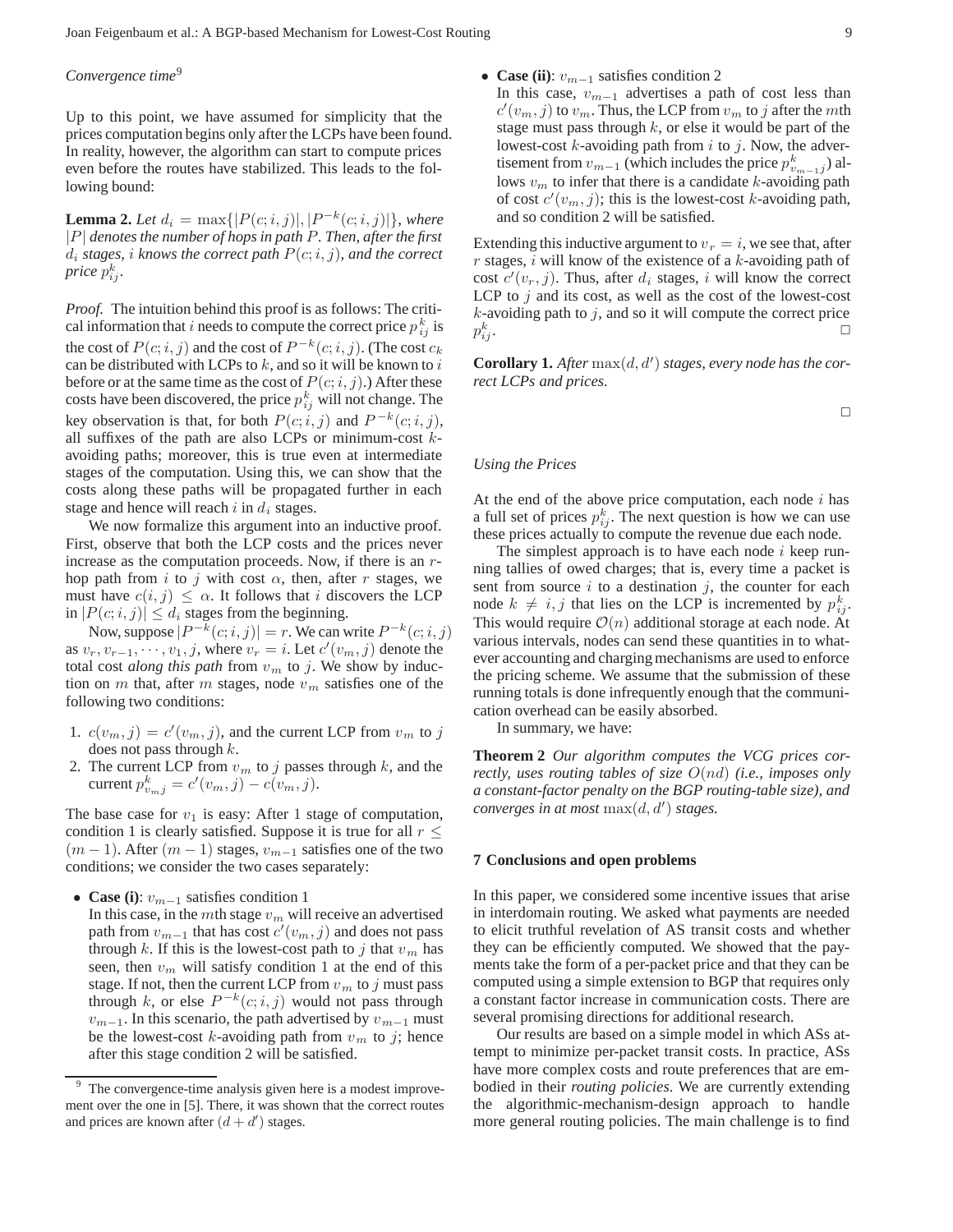*Convergence time*[9]

Up to this point, we have assumed for simplicity that the prices computation begins only after the LCPs have been found. In reality, however, the algorithm can start to compute prices even before the routes have stabilized. This leads to the following bound:

**Lemma 2.** *Let $d_i = \max\{|P(c;i,j)|, |P^{-k}(c;i,j)|\}$, where $|P|$ denotes the number of hops in path $P$. Then, after the first $d_i$ stages, $i$ knows the correct path $P(c;i,j)$, and the correct price $p^k_{ij}$.*

*Proof.* The intuition behind this proof is as follows: The critical information that $i$ needs to compute the correct price $p^k_{ij}$ is the cost of $P(c;i,j)$ and the cost of $P^{-k}(c;i,j)$. (The cost $c_k$ can be distributed with LCPs to $k$, and so it will be known to $i$ before or at the same time as the cost of $P(c;i,j)$.) After these costs have been discovered, the price $p^k_{ij}$ will not change. The key observation is that, for both $P(c;i,j)$ and $P^{-k}(c;i,j)$, all suffixes of the path are also LCPs or minimum-cost $k$-avoiding paths; moreover, this is true even at intermediate stages of the computation. Using this, we can show that the costs along these paths will be propagated further in each stage and hence will reach $i$ in $d_i$ stages.

We now formalize this argument into an inductive proof. First, observe that both the LCP costs and the prices never increase as the computation proceeds. Now, if there is an $r$-hop path from $i$ to $j$ with cost $\alpha$, then, after $r$ stages, we must have $c(i,j) \leq \alpha$. It follows that $i$ discovers the LCP in $|P(c;i,j)| \leq d_i$ stages from the beginning.

Now, suppose $|P^{-k}(c;i,j)| = r$. We can write $P^{-k}(c;i,j)$ as $v_r, v_{r-1}, \cdots, v_1, j$, where $v_r = i$. Let $c'(v_m, j)$ denote the total cost *along this path* from $v_m$ to $j$. We show by induction on $m$ that, after $m$ stages, node $v_m$ satisfies one of the following two conditions:

1. $c(v_m, j) = c'(v_m, j)$, and the current LCP from $v_m$ to $j$ does not pass through $k$.
2. The current LCP from $v_m$ to $j$ passes through $k$, and the current $p^k_{v_m j} = c'(v_m, j) - c(v_m, j)$.

The base case for $v_1$ is easy: After 1 stage of computation, condition 1 is clearly satisfied. Suppose it is true for all $r \leq (m-1)$. After $(m-1)$ stages, $v_{m-1}$ satisfies one of the two conditions; we consider the two cases separately:

- **Case (i)**: $v_{m-1}$ satisfies condition 1
  In this case, in the $m$th stage $v_m$ will receive an advertised path from $v_{m-1}$ that has cost $c'(v_m, j)$ and does not pass through $k$. If this is the lowest-cost path to $j$ that $v_m$ has seen, then $v_m$ will satisfy condition 1 at the end of this stage. If not, then the current LCP from $v_m$ to $j$ must pass through $k$, or else $P^{-k}(c;i,j)$ would not pass through $v_{m-1}$. In this scenario, the path advertised by $v_{m-1}$ must be the lowest-cost $k$-avoiding path from $v_m$ to $j$; hence after this stage condition 2 will be satisfied.
- **Case (ii)**: $v_{m-1}$ satisfies condition 2
  In this case, $v_{m-1}$ advertises a path of cost less than $c'(v_m, j)$ to $v_m$. Thus, the LCP from $v_m$ to $j$ after the $m$th stage must pass through $k$, or else it would be part of the lowest-cost $k$-avoiding path from $i$ to $j$. Now, the advertisement from $v_{m-1}$ (which includes the price $p^k_{v_{m-1}j}$) allows $v_m$ to infer that there is a candidate $k$-avoiding path of cost $c'(v_m, j)$; this is the lowest-cost $k$-avoiding path, and so condition 2 will be satisfied.

Extending this inductive argument to $v_r = i$, we see that, after $r$ stages, $i$ will know of the existence of a $k$-avoiding path of cost $c'(v_r, j)$. Thus, after $d_i$ stages, $i$ will know the correct LCP to $j$ and its cost, as well as the cost of the lowest-cost $k$-avoiding path to $j$, and so it will compute the correct price $p^k_{ij}$. □

**Corollary 1.** *After $\max(d, d')$ stages, every node has the correct LCPs and prices.*

□

*Using the Prices*

At the end of the above price computation, each node $i$ has a full set of prices $p^k_{ij}$. The next question is how we can use these prices actually to compute the revenue due each node.

The simplest approach is to have each node $i$ keep running tallies of owed charges; that is, every time a packet is sent from source $i$ to a destination $j$, the counter for each node $k \neq i, j$ that lies on the LCP is incremented by $p^k_{ij}$. This would require $\mathcal{O}(n)$ additional storage at each node. At various intervals, nodes can send these quantities in to whatever accounting and charging mechanisms are used to enforce the pricing scheme. We assume that the submission of these running totals is done infrequently enough that the communication overhead can be easily absorbed.

In summary, we have:

**Theorem 2** *Our algorithm computes the VCG prices correctly, uses routing tables of size $O(nd)$ (i.e., imposes only a constant-factor penalty on the BGP routing-table size), and converges in at most $\max(d, d')$ stages.*

## 7 Conclusions and open problems

In this paper, we considered some incentive issues that arise in interdomain routing. We asked what payments are needed to elicit truthful revelation of AS transit costs and whether they can be efficiently computed. We showed that the payments take the form of a per-packet price and that they can be computed using a simple extension to BGP that requires only a constant factor increase in communication costs. There are several promising directions for additional research.

Our results are based on a simple model in which ASs attempt to minimize per-packet transit costs. In practice, ASs have more complex costs and route preferences that are embodied in their *routing policies*. We are currently extending the algorithmic-mechanism-design approach to handle more general routing policies. The main challenge is to find

[9] The convergence-time analysis given here is a modest improvement over the one in [5]. There, it was shown that the correct routes and prices are known after $(d + d')$ stages.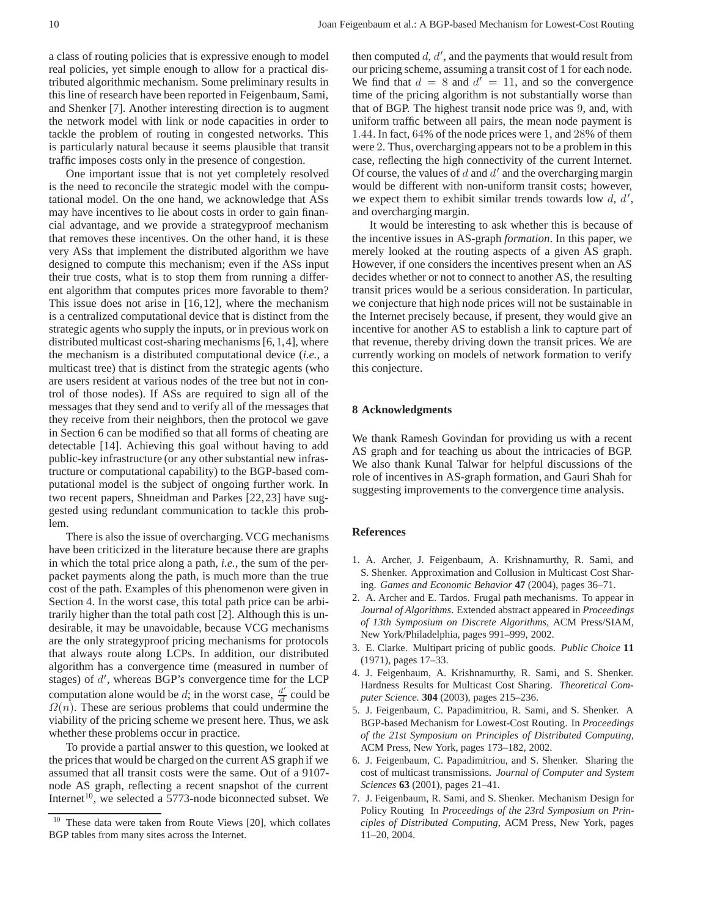a class of routing policies that is expressive enough to model real policies, yet simple enough to allow for a practical distributed algorithmic mechanism. Some preliminary results in this line of research have been reported in Feigenbaum, Sami, and Shenker [7]. Another interesting direction is to augment the network model with link or node capacities in order to tackle the problem of routing in congested networks. This is particularly natural because it seems plausible that transit traffic imposes costs only in the presence of congestion.

One important issue that is not yet completely resolved is the need to reconcile the strategic model with the computational model. On the one hand, we acknowledge that ASs may have incentives to lie about costs in order to gain financial advantage, and we provide a strategyproof mechanism that removes these incentives. On the other hand, it is these very ASs that implement the distributed algorithm we have designed to compute this mechanism; even if the ASs input their true costs, what is to stop them from running a different algorithm that computes prices more favorable to them? This issue does not arise in [16,12], where the mechanism is a centralized computational device that is distinct from the strategic agents who supply the inputs, or in previous work on distributed multicast cost-sharing mechanisms [6,1,4], where the mechanism is a distributed computational device (*i.e.*, a multicast tree) that is distinct from the strategic agents (who are users resident at various nodes of the tree but not in control of those nodes). If ASs are required to sign all of the messages that they send and to verify all of the messages that they receive from their neighbors, then the protocol we gave in Section 6 can be modified so that all forms of cheating are detectable [14]. Achieving this goal without having to add public-key infrastructure (or any other substantial new infrastructure or computational capability) to the BGP-based computational model is the subject of ongoing further work. In two recent papers, Shneidman and Parkes [22,23] have suggested using redundant communication to tackle this problem.

There is also the issue of overcharging. VCG mechanisms have been criticized in the literature because there are graphs in which the total price along a path, *i.e.*, the sum of the per-packet payments along the path, is much more than the true cost of the path. Examples of this phenomenon were given in Section 4. In the worst case, this total path price can be arbitrarily higher than the total path cost [2]. Although this is undesirable, it may be unavoidable, because VCG mechanisms are the only strategyproof pricing mechanisms for protocols that always route along LCPs. In addition, our distributed algorithm has a convergence time (measured in number of stages) of $d'$, whereas BGP's convergence time for the LCP computation alone would be $d$; in the worst case, $\frac{d'}{d}$ could be $\Omega(n)$. These are serious problems that could undermine the viability of the pricing scheme we present here. Thus, we ask whether these problems occur in practice.

To provide a partial answer to this question, we looked at the prices that would be charged on the current AS graph if we assumed that all transit costs were the same. Out of a 9107-node AS graph, reflecting a recent snapshot of the current Internet[10], we selected a 5773-node biconnected subset. We then computed $d$, $d'$, and the payments that would result from our pricing scheme, assuming a transit cost of 1 for each node. We find that $d = 8$ and $d' = 11$, and so the convergence time of the pricing algorithm is not substantially worse than that of BGP. The highest transit node price was 9, and, with uniform traffic between all pairs, the mean node payment is 1.44. In fact, 64% of the node prices were 1, and 28% of them were 2. Thus, overcharging appears not to be a problem in this case, reflecting the high connectivity of the current Internet. Of course, the values of $d$ and $d'$ and the overcharging margin would be different with non-uniform transit costs; however, we expect them to exhibit similar trends towards low $d$, $d'$, and overcharging margin.

It would be interesting to ask whether this is because of the incentive issues in AS-graph *formation*. In this paper, we merely looked at the routing aspects of a given AS graph. However, if one considers the incentives present when an AS decides whether or not to connect to another AS, the resulting transit prices would be a serious consideration. In particular, we conjecture that high node prices will not be sustainable in the Internet precisely because, if present, they would give an incentive for another AS to establish a link to capture part of that revenue, thereby driving down the transit prices. We are currently working on models of network formation to verify this conjecture.

[10] These data were taken from Route Views [20], which collates BGP tables from many sites across the Internet.

## 8 Acknowledgments

We thank Ramesh Govindan for providing us with a recent AS graph and for teaching us about the intricacies of BGP. We also thank Kunal Talwar for helpful discussions of the role of incentives in AS-graph formation, and Gauri Shah for suggesting improvements to the convergence time analysis.

## References

1. A. Archer, J. Feigenbaum, A. Krishnamurthy, R. Sami, and S. Shenker. Approximation and Collusion in Multicast Cost Sharing. *Games and Economic Behavior* **47** (2004), pages 36–71.
2. A. Archer and E. Tardos. Frugal path mechanisms. To appear in *Journal of Algorithms*. Extended abstract appeared in *Proceedings of 13th Symposium on Discrete Algorithms*, ACM Press/SIAM, New York/Philadelphia, pages 991–999, 2002.
3. E. Clarke. Multipart pricing of public goods. *Public Choice* **11** (1971), pages 17–33.
4. J. Feigenbaum, A. Krishnamurthy, R. Sami, and S. Shenker. Hardness Results for Multicast Cost Sharing. *Theoretical Computer Science.* **304** (2003), pages 215–236.
5. J. Feigenbaum, C. Papadimitriou, R. Sami, and S. Shenker. A BGP-based Mechanism for Lowest-Cost Routing. In *Proceedings of the 21st Symposium on Principles of Distributed Computing*, ACM Press, New York, pages 173–182, 2002.
6. J. Feigenbaum, C. Papadimitriou, and S. Shenker. Sharing the cost of multicast transmissions. *Journal of Computer and System Sciences* **63** (2001), pages 21–41.
7. J. Feigenbaum, R. Sami, and S. Shenker. Mechanism Design for Policy Routing In *Proceedings of the 23rd Symposium on Principles of Distributed Computing*, ACM Press, New York, pages 11–20, 2004.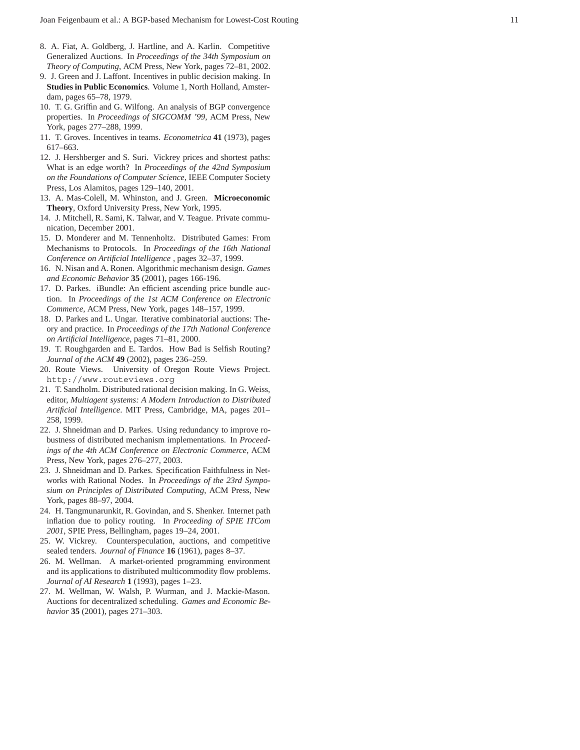8. A. Fiat, A. Goldberg, J. Hartline, and A. Karlin. Competitive Generalized Auctions. In *Proceedings of the 34th Symposium on Theory of Computing*, ACM Press, New York, pages 72–81, 2002.
9. J. Green and J. Laffont. Incentives in public decision making. In **Studies in Public Economics**. Volume 1, North Holland, Amsterdam, pages 65–78, 1979.
10. T. G. Griffin and G. Wilfong. An analysis of BGP convergence properties. In *Proceedings of SIGCOMM '99*, ACM Press, New York, pages 277–288, 1999.
11. T. Groves. Incentives in teams. *Econometrica* **41** (1973), pages 617–663.
12. J. Hershberger and S. Suri. Vickrey prices and shortest paths: What is an edge worth? In *Proceedings of the 42nd Symposium on the Foundations of Computer Science*, IEEE Computer Society Press, Los Alamitos, pages 129–140, 2001.
13. A. Mas-Colell, M. Whinston, and J. Green. **Microeconomic Theory**, Oxford University Press, New York, 1995.
14. J. Mitchell, R. Sami, K. Talwar, and V. Teague. Private communication, December 2001.
15. D. Monderer and M. Tennenholtz. Distributed Games: From Mechanisms to Protocols. In *Proceedings of the 16th National Conference on Artificial Intelligence* , pages 32–37, 1999.
16. N. Nisan and A. Ronen. Algorithmic mechanism design. *Games and Economic Behavior* **35** (2001), pages 166-196.
17. D. Parkes. iBundle: An efficient ascending price bundle auction. In *Proceedings of the 1st ACM Conference on Electronic Commerce*, ACM Press, New York, pages 148–157, 1999.
18. D. Parkes and L. Ungar. Iterative combinatorial auctions: Theory and practice. In *Proceedings of the 17th National Conference on Artificial Intelligence*, pages 71–81, 2000.
19. T. Roughgarden and E. Tardos. How Bad is Selfish Routing? *Journal of the ACM* **49** (2002), pages 236–259.
20. Route Views. University of Oregon Route Views Project. `http://www.routeviews.org`
21. T. Sandholm. Distributed rational decision making. In G. Weiss, editor, *Multiagent systems: A Modern Introduction to Distributed Artificial Intelligence*. MIT Press, Cambridge, MA, pages 201–258, 1999.
22. J. Shneidman and D. Parkes. Using redundancy to improve robustness of distributed mechanism implementations. In *Proceedings of the 4th ACM Conference on Electronic Commerce*, ACM Press, New York, pages 276–277, 2003.
23. J. Shneidman and D. Parkes. Specification Faithfulness in Networks with Rational Nodes. In *Proceedings of the 23rd Symposium on Principles of Distributed Computing*, ACM Press, New York, pages 88–97, 2004.
24. H. Tangmunarunkit, R. Govindan, and S. Shenker. Internet path inflation due to policy routing. In *Proceeding of SPIE ITCom 2001*, SPIE Press, Bellingham, pages 19–24, 2001.
25. W. Vickrey. Counterspeculation, auctions, and competitive sealed tenders. *Journal of Finance* **16** (1961), pages 8–37.
26. M. Wellman. A market-oriented programming environment and its applications to distributed multicommodity flow problems. *Journal of AI Research* **1** (1993), pages 1–23.
27. M. Wellman, W. Walsh, P. Wurman, and J. Mackie-Mason. Auctions for decentralized scheduling. *Games and Economic Behavior* **35** (2001), pages 271–303.